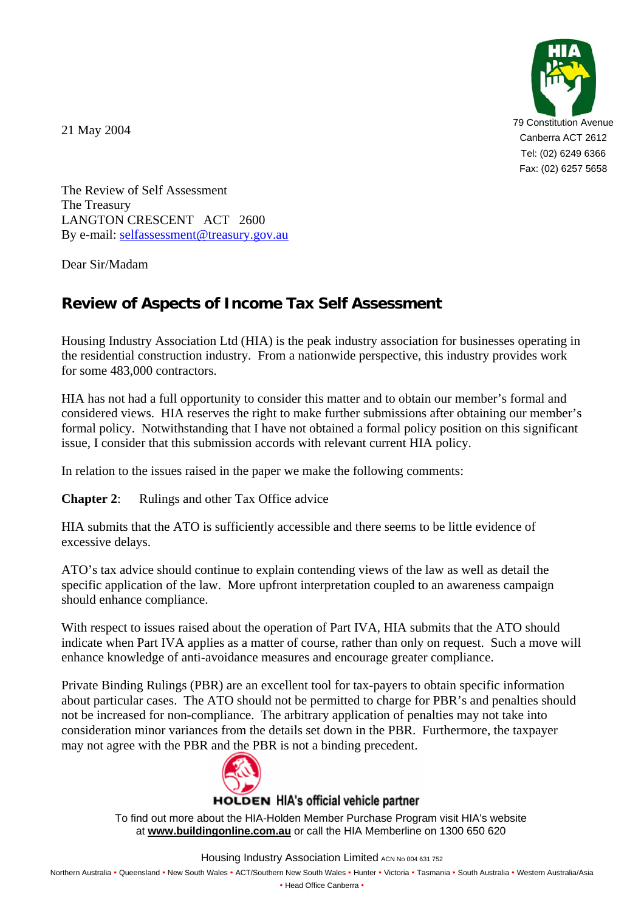79 Constitution Avenue
Canberra ACT 2612
Tel: (02) 6249 6366
Fax: (02) 6257 5658

21 May 2004

The Review of Self Assessment
The Treasury
LANGTON CRESCENT ACT 2600
By e-mail: selfassessment@treasury.gov.au

Dear Sir/Madam

## Review of Aspects of Income Tax Self Assessment

Housing Industry Association Ltd (HIA) is the peak industry association for businesses operating in the residential construction industry. From a nationwide perspective, this industry provides work for some 483,000 contractors.

HIA has not had a full opportunity to consider this matter and to obtain our member's formal and considered views. HIA reserves the right to make further submissions after obtaining our member's formal policy. Notwithstanding that I have not obtained a formal policy position on this significant issue, I consider that this submission accords with relevant current HIA policy.

In relation to the issues raised in the paper we make the following comments:

**Chapter 2**: Rulings and other Tax Office advice

HIA submits that the ATO is sufficiently accessible and there seems to be little evidence of excessive delays.

ATO's tax advice should continue to explain contending views of the law as well as detail the specific application of the law. More upfront interpretation coupled to an awareness campaign should enhance compliance.

With respect to issues raised about the operation of Part IVA, HIA submits that the ATO should indicate when Part IVA applies as a matter of course, rather than only on request. Such a move will enhance knowledge of anti-avoidance measures and encourage greater compliance.

Private Binding Rulings (PBR) are an excellent tool for tax-payers to obtain specific information about particular cases. The ATO should not be permitted to charge for PBR's and penalties should not be increased for non-compliance. The arbitrary application of penalties may not take into consideration minor variances from the details set down in the PBR. Furthermore, the taxpayer may not agree with the PBR and the PBR is not a binding precedent.

HOLDEN HIA's official vehicle partner

To find out more about the HIA-Holden Member Purchase Program visit HIA's website at **www.buildingonline.com.au** or call the HIA Memberline on 1300 650 620

Housing Industry Association Limited ACN No 004 631 752

Northern Australia • Queensland • New South Wales • ACT/Southern New South Wales • Hunter • Victoria • Tasmania • South Australia • Western Australia/Asia • Head Office Canberra •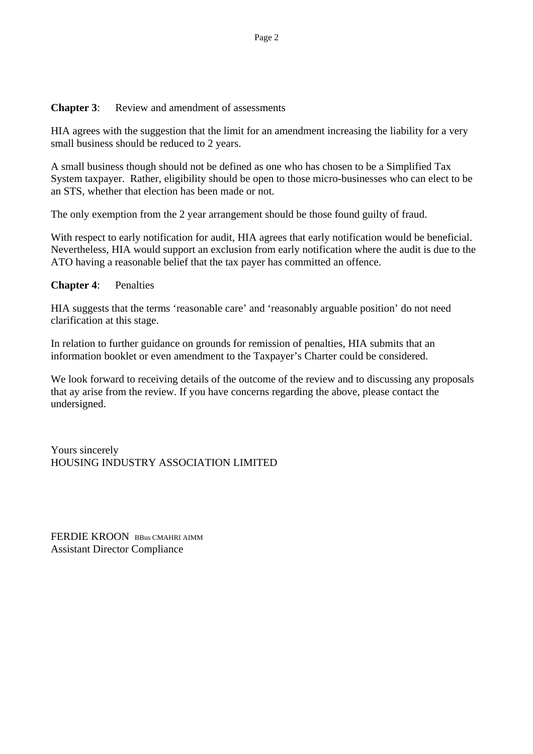**Chapter 3**: Review and amendment of assessments

HIA agrees with the suggestion that the limit for an amendment increasing the liability for a very small business should be reduced to 2 years.

A small business though should not be defined as one who has chosen to be a Simplified Tax System taxpayer. Rather, eligibility should be open to those micro-businesses who can elect to be an STS, whether that election has been made or not.

The only exemption from the 2 year arrangement should be those found guilty of fraud.

With respect to early notification for audit, HIA agrees that early notification would be beneficial. Nevertheless, HIA would support an exclusion from early notification where the audit is due to the ATO having a reasonable belief that the tax payer has committed an offence.

**Chapter 4**: Penalties

HIA suggests that the terms 'reasonable care' and 'reasonably arguable position' do not need clarification at this stage.

In relation to further guidance on grounds for remission of penalties, HIA submits that an information booklet or even amendment to the Taxpayer's Charter could be considered.

We look forward to receiving details of the outcome of the review and to discussing any proposals that ay arise from the review. If you have concerns regarding the above, please contact the undersigned.

Yours sincerely
HOUSING INDUSTRY ASSOCIATION LIMITED

FERDIE KROON BBus CMAHRI AIMM
Assistant Director Compliance